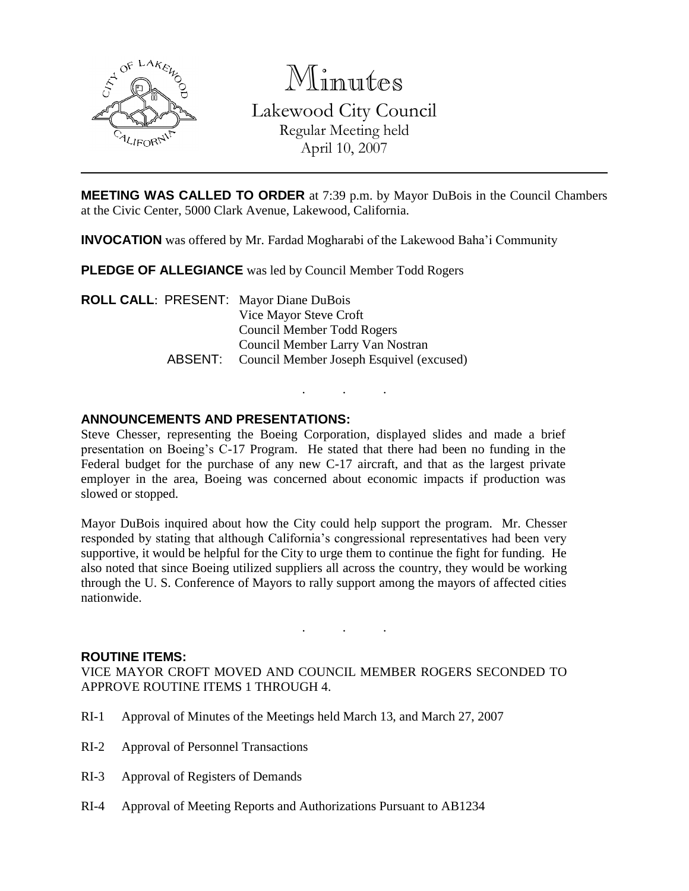# Minutes

## Lakewood City Council

Regular Meeting held
April 10, 2007

---

**MEETING WAS CALLED TO ORDER** at 7:39 p.m. by Mayor DuBois in the Council Chambers at the Civic Center, 5000 Clark Avenue, Lakewood, California.

**INVOCATION** was offered by Mr. Fardad Mogharabi of the Lakewood Baha'i Community

**PLEDGE OF ALLEGIANCE** was led by Council Member Todd Rogers

**ROLL CALL**: PRESENT: Mayor Diane DuBois
Vice Mayor Steve Croft
Council Member Todd Rogers
Council Member Larry Van Nostran
ABSENT: Council Member Joseph Esquivel (excused)

. . .

**ANNOUNCEMENTS AND PRESENTATIONS:**

Steve Chesser, representing the Boeing Corporation, displayed slides and made a brief presentation on Boeing's C-17 Program. He stated that there had been no funding in the Federal budget for the purchase of any new C-17 aircraft, and that as the largest private employer in the area, Boeing was concerned about economic impacts if production was slowed or stopped.

Mayor DuBois inquired about how the City could help support the program. Mr. Chesser responded by stating that although California's congressional representatives had been very supportive, it would be helpful for the City to urge them to continue the fight for funding. He also noted that since Boeing utilized suppliers all across the country, they would be working through the U. S. Conference of Mayors to rally support among the mayors of affected cities nationwide.

. . .

**ROUTINE ITEMS:**

VICE MAYOR CROFT MOVED AND COUNCIL MEMBER ROGERS SECONDED TO APPROVE ROUTINE ITEMS 1 THROUGH 4.

RI-1 Approval of Minutes of the Meetings held March 13, and March 27, 2007

RI-2 Approval of Personnel Transactions

RI-3 Approval of Registers of Demands

RI-4 Approval of Meeting Reports and Authorizations Pursuant to AB1234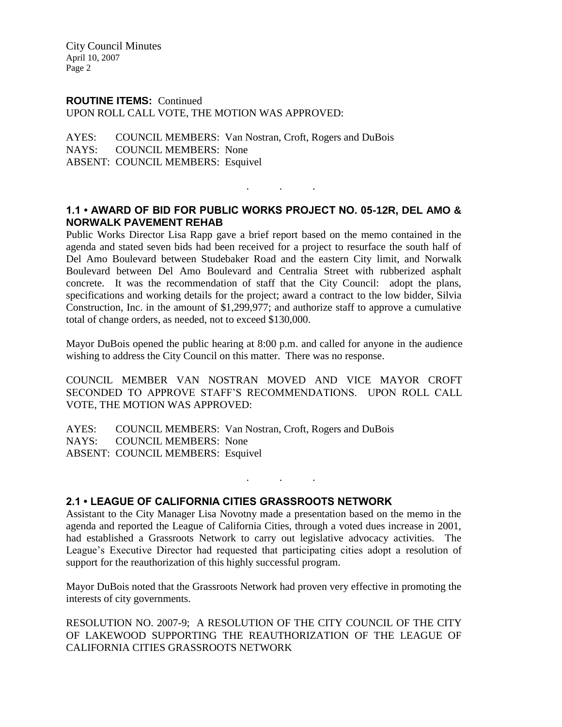**ROUTINE ITEMS:** Continued
UPON ROLL CALL VOTE, THE MOTION WAS APPROVED:

AYES: COUNCIL MEMBERS: Van Nostran, Croft, Rogers and DuBois
NAYS: COUNCIL MEMBERS: None
ABSENT: COUNCIL MEMBERS: Esquivel

. . .

### 1.1 • AWARD OF BID FOR PUBLIC WORKS PROJECT NO. 05-12R, DEL AMO & NORWALK PAVEMENT REHAB

Public Works Director Lisa Rapp gave a brief report based on the memo contained in the agenda and stated seven bids had been received for a project to resurface the south half of Del Amo Boulevard between Studebaker Road and the eastern City limit, and Norwalk Boulevard between Del Amo Boulevard and Centralia Street with rubberized asphalt concrete. It was the recommendation of staff that the City Council: adopt the plans, specifications and working details for the project; award a contract to the low bidder, Silvia Construction, Inc. in the amount of $1,299,977; and authorize staff to approve a cumulative total of change orders, as needed, not to exceed $130,000.

Mayor DuBois opened the public hearing at 8:00 p.m. and called for anyone in the audience wishing to address the City Council on this matter. There was no response.

COUNCIL MEMBER VAN NOSTRAN MOVED AND VICE MAYOR CROFT SECONDED TO APPROVE STAFF'S RECOMMENDATIONS. UPON ROLL CALL VOTE, THE MOTION WAS APPROVED:

AYES: COUNCIL MEMBERS: Van Nostran, Croft, Rogers and DuBois
NAYS: COUNCIL MEMBERS: None
ABSENT: COUNCIL MEMBERS: Esquivel

. . .

### 2.1 • LEAGUE OF CALIFORNIA CITIES GRASSROOTS NETWORK

Assistant to the City Manager Lisa Novotny made a presentation based on the memo in the agenda and reported the League of California Cities, through a voted dues increase in 2001, had established a Grassroots Network to carry out legislative advocacy activities. The League's Executive Director had requested that participating cities adopt a resolution of support for the reauthorization of this highly successful program.

Mayor DuBois noted that the Grassroots Network had proven very effective in promoting the interests of city governments.

RESOLUTION NO. 2007-9; A RESOLUTION OF THE CITY COUNCIL OF THE CITY OF LAKEWOOD SUPPORTING THE REAUTHORIZATION OF THE LEAGUE OF CALIFORNIA CITIES GRASSROOTS NETWORK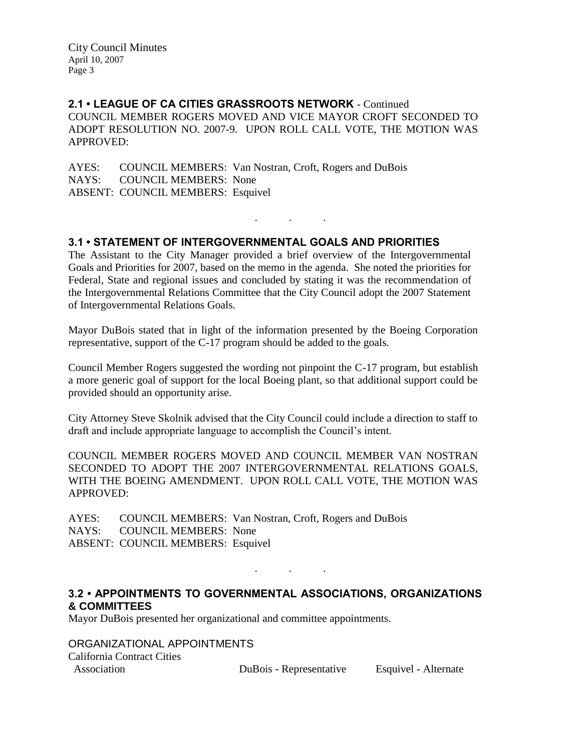## 2.1 • LEAGUE OF CA CITIES GRASSROOTS NETWORK - Continued

COUNCIL MEMBER ROGERS MOVED AND VICE MAYOR CROFT SECONDED TO ADOPT RESOLUTION NO. 2007-9. UPON ROLL CALL VOTE, THE MOTION WAS APPROVED:

AYES: COUNCIL MEMBERS: Van Nostran, Croft, Rogers and DuBois
NAYS: COUNCIL MEMBERS: None
ABSENT: COUNCIL MEMBERS: Esquivel

. . .

## 3.1 • STATEMENT OF INTERGOVERNMENTAL GOALS AND PRIORITIES

The Assistant to the City Manager provided a brief overview of the Intergovernmental Goals and Priorities for 2007, based on the memo in the agenda. She noted the priorities for Federal, State and regional issues and concluded by stating it was the recommendation of the Intergovernmental Relations Committee that the City Council adopt the 2007 Statement of Intergovernmental Relations Goals.

Mayor DuBois stated that in light of the information presented by the Boeing Corporation representative, support of the C-17 program should be added to the goals.

Council Member Rogers suggested the wording not pinpoint the C-17 program, but establish a more generic goal of support for the local Boeing plant, so that additional support could be provided should an opportunity arise.

City Attorney Steve Skolnik advised that the City Council could include a direction to staff to draft and include appropriate language to accomplish the Council's intent.

COUNCIL MEMBER ROGERS MOVED AND COUNCIL MEMBER VAN NOSTRAN SECONDED TO ADOPT THE 2007 INTERGOVERNMENTAL RELATIONS GOALS, WITH THE BOEING AMENDMENT. UPON ROLL CALL VOTE, THE MOTION WAS APPROVED:

AYES: COUNCIL MEMBERS: Van Nostran, Croft, Rogers and DuBois
NAYS: COUNCIL MEMBERS: None
ABSENT: COUNCIL MEMBERS: Esquivel

. . .

## 3.2 • APPOINTMENTS TO GOVERNMENTAL ASSOCIATIONS, ORGANIZATIONS & COMMITTEES

Mayor DuBois presented her organizational and committee appointments.

ORGANIZATIONAL APPOINTMENTS

| | | |
|---|---|---|
| California Contract Cities Association | DuBois - Representative | Esquivel - Alternate |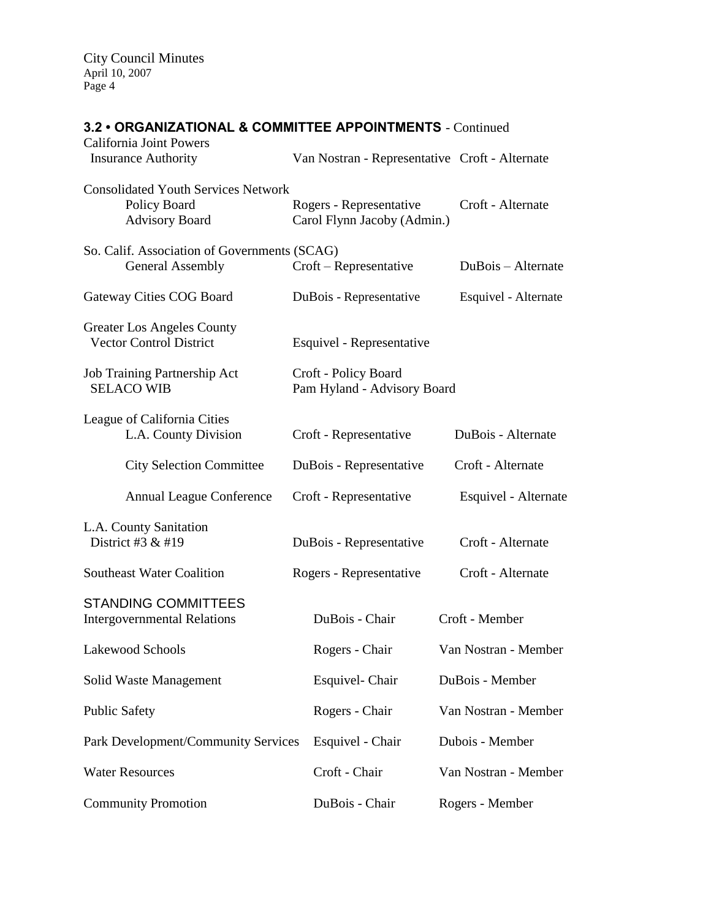### 3.2 • ORGANIZATIONAL & COMMITTEE APPOINTMENTS - Continued

| | | |
|---|---|---|
| California Joint Powers Insurance Authority | Van Nostran - Representative | Croft - Alternate |
| Consolidated Youth Services Network | | |
| Policy Board | Rogers - Representative | Croft - Alternate |
| Advisory Board | Carol Flynn Jacoby (Admin.) | |
| So. Calif. Association of Governments (SCAG) | | |
| General Assembly | Croft – Representative | DuBois – Alternate |
| Gateway Cities COG Board | DuBois - Representative | Esquivel - Alternate |
| Greater Los Angeles County Vector Control District | Esquivel - Representative | |
| Job Training Partnership Act SELACO WIB | Croft - Policy Board<br>Pam Hyland - Advisory Board | |
| League of California Cities | | |
| L.A. County Division | Croft - Representative | DuBois - Alternate |
| City Selection Committee | DuBois - Representative | Croft - Alternate |
| Annual League Conference | Croft - Representative | Esquivel - Alternate |
| L.A. County Sanitation District #3 & #19 | DuBois - Representative | Croft - Alternate |
| Southeast Water Coalition | Rogers - Representative | Croft - Alternate |

STANDING COMMITTEES

| | | |
|---|---|---|
| Intergovernmental Relations | DuBois - Chair | Croft - Member |
| Lakewood Schools | Rogers - Chair | Van Nostran - Member |
| Solid Waste Management | Esquivel- Chair | DuBois - Member |
| Public Safety | Rogers - Chair | Van Nostran - Member |
| Park Development/Community Services | Esquivel - Chair | Dubois - Member |
| Water Resources | Croft - Chair | Van Nostran - Member |
| Community Promotion | DuBois - Chair | Rogers - Member |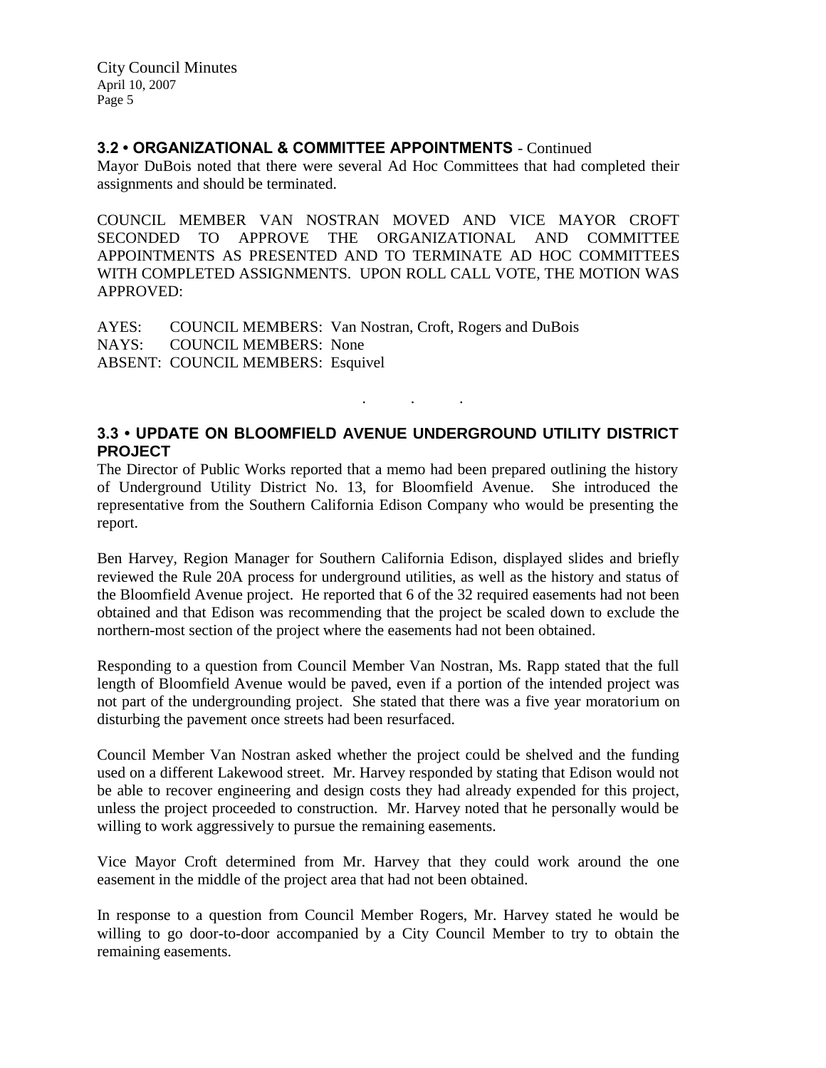### 3.2 • ORGANIZATIONAL & COMMITTEE APPOINTMENTS - Continued

Mayor DuBois noted that there were several Ad Hoc Committees that had completed their assignments and should be terminated.

COUNCIL MEMBER VAN NOSTRAN MOVED AND VICE MAYOR CROFT SECONDED TO APPROVE THE ORGANIZATIONAL AND COMMITTEE APPOINTMENTS AS PRESENTED AND TO TERMINATE AD HOC COMMITTEES WITH COMPLETED ASSIGNMENTS. UPON ROLL CALL VOTE, THE MOTION WAS APPROVED:

AYES: COUNCIL MEMBERS: Van Nostran, Croft, Rogers and DuBois
NAYS: COUNCIL MEMBERS: None
ABSENT: COUNCIL MEMBERS: Esquivel

. . .

### 3.3 • UPDATE ON BLOOMFIELD AVENUE UNDERGROUND UTILITY DISTRICT PROJECT

The Director of Public Works reported that a memo had been prepared outlining the history of Underground Utility District No. 13, for Bloomfield Avenue. She introduced the representative from the Southern California Edison Company who would be presenting the report.

Ben Harvey, Region Manager for Southern California Edison, displayed slides and briefly reviewed the Rule 20A process for underground utilities, as well as the history and status of the Bloomfield Avenue project. He reported that 6 of the 32 required easements had not been obtained and that Edison was recommending that the project be scaled down to exclude the northern-most section of the project where the easements had not been obtained.

Responding to a question from Council Member Van Nostran, Ms. Rapp stated that the full length of Bloomfield Avenue would be paved, even if a portion of the intended project was not part of the undergrounding project. She stated that there was a five year moratorium on disturbing the pavement once streets had been resurfaced.

Council Member Van Nostran asked whether the project could be shelved and the funding used on a different Lakewood street. Mr. Harvey responded by stating that Edison would not be able to recover engineering and design costs they had already expended for this project, unless the project proceeded to construction. Mr. Harvey noted that he personally would be willing to work aggressively to pursue the remaining easements.

Vice Mayor Croft determined from Mr. Harvey that they could work around the one easement in the middle of the project area that had not been obtained.

In response to a question from Council Member Rogers, Mr. Harvey stated he would be willing to go door-to-door accompanied by a City Council Member to try to obtain the remaining easements.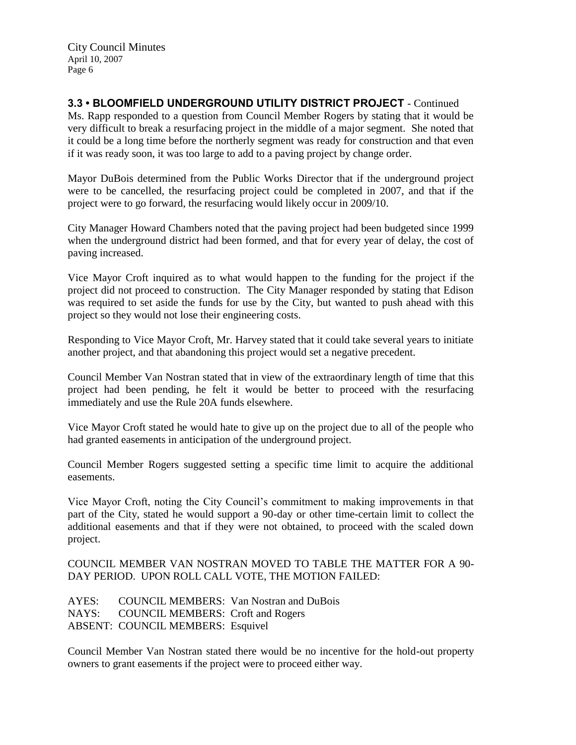### 3.3 • BLOOMFIELD UNDERGROUND UTILITY DISTRICT PROJECT - Continued

Ms. Rapp responded to a question from Council Member Rogers by stating that it would be very difficult to break a resurfacing project in the middle of a major segment. She noted that it could be a long time before the northerly segment was ready for construction and that even if it was ready soon, it was too large to add to a paving project by change order.

Mayor DuBois determined from the Public Works Director that if the underground project were to be cancelled, the resurfacing project could be completed in 2007, and that if the project were to go forward, the resurfacing would likely occur in 2009/10.

City Manager Howard Chambers noted that the paving project had been budgeted since 1999 when the underground district had been formed, and that for every year of delay, the cost of paving increased.

Vice Mayor Croft inquired as to what would happen to the funding for the project if the project did not proceed to construction. The City Manager responded by stating that Edison was required to set aside the funds for use by the City, but wanted to push ahead with this project so they would not lose their engineering costs.

Responding to Vice Mayor Croft, Mr. Harvey stated that it could take several years to initiate another project, and that abandoning this project would set a negative precedent.

Council Member Van Nostran stated that in view of the extraordinary length of time that this project had been pending, he felt it would be better to proceed with the resurfacing immediately and use the Rule 20A funds elsewhere.

Vice Mayor Croft stated he would hate to give up on the project due to all of the people who had granted easements in anticipation of the underground project.

Council Member Rogers suggested setting a specific time limit to acquire the additional easements.

Vice Mayor Croft, noting the City Council's commitment to making improvements in that part of the City, stated he would support a 90-day or other time-certain limit to collect the additional easements and that if they were not obtained, to proceed with the scaled down project.

COUNCIL MEMBER VAN NOSTRAN MOVED TO TABLE THE MATTER FOR A 90-DAY PERIOD. UPON ROLL CALL VOTE, THE MOTION FAILED:

AYES: COUNCIL MEMBERS: Van Nostran and DuBois
NAYS: COUNCIL MEMBERS: Croft and Rogers
ABSENT: COUNCIL MEMBERS: Esquivel

Council Member Van Nostran stated there would be no incentive for the hold-out property owners to grant easements if the project were to proceed either way.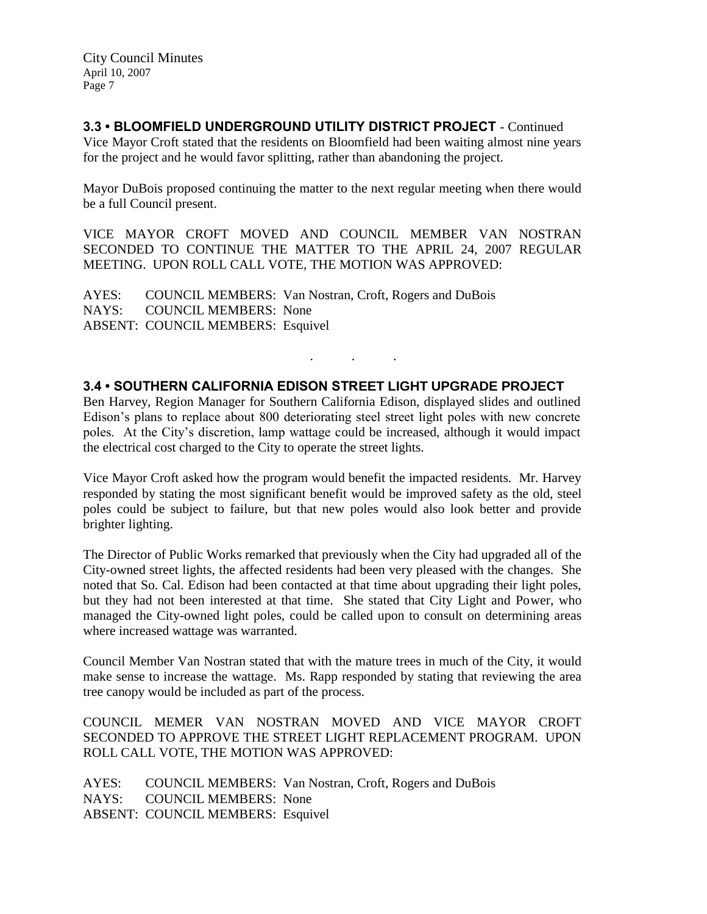### 3.3 • BLOOMFIELD UNDERGROUND UTILITY DISTRICT PROJECT - Continued

Vice Mayor Croft stated that the residents on Bloomfield had been waiting almost nine years for the project and he would favor splitting, rather than abandoning the project.

Mayor DuBois proposed continuing the matter to the next regular meeting when there would be a full Council present.

VICE MAYOR CROFT MOVED AND COUNCIL MEMBER VAN NOSTRAN SECONDED TO CONTINUE THE MATTER TO THE APRIL 24, 2007 REGULAR MEETING. UPON ROLL CALL VOTE, THE MOTION WAS APPROVED:

AYES: COUNCIL MEMBERS: Van Nostran, Croft, Rogers and DuBois
NAYS: COUNCIL MEMBERS: None
ABSENT: COUNCIL MEMBERS: Esquivel

. . .

### 3.4 • SOUTHERN CALIFORNIA EDISON STREET LIGHT UPGRADE PROJECT

Ben Harvey, Region Manager for Southern California Edison, displayed slides and outlined Edison's plans to replace about 800 deteriorating steel street light poles with new concrete poles. At the City's discretion, lamp wattage could be increased, although it would impact the electrical cost charged to the City to operate the street lights.

Vice Mayor Croft asked how the program would benefit the impacted residents. Mr. Harvey responded by stating the most significant benefit would be improved safety as the old, steel poles could be subject to failure, but that new poles would also look better and provide brighter lighting.

The Director of Public Works remarked that previously when the City had upgraded all of the City-owned street lights, the affected residents had been very pleased with the changes. She noted that So. Cal. Edison had been contacted at that time about upgrading their light poles, but they had not been interested at that time. She stated that City Light and Power, who managed the City-owned light poles, could be called upon to consult on determining areas where increased wattage was warranted.

Council Member Van Nostran stated that with the mature trees in much of the City, it would make sense to increase the wattage. Ms. Rapp responded by stating that reviewing the area tree canopy would be included as part of the process.

COUNCIL MEMER VAN NOSTRAN MOVED AND VICE MAYOR CROFT SECONDED TO APPROVE THE STREET LIGHT REPLACEMENT PROGRAM. UPON ROLL CALL VOTE, THE MOTION WAS APPROVED:

AYES: COUNCIL MEMBERS: Van Nostran, Croft, Rogers and DuBois
NAYS: COUNCIL MEMBERS: None
ABSENT: COUNCIL MEMBERS: Esquivel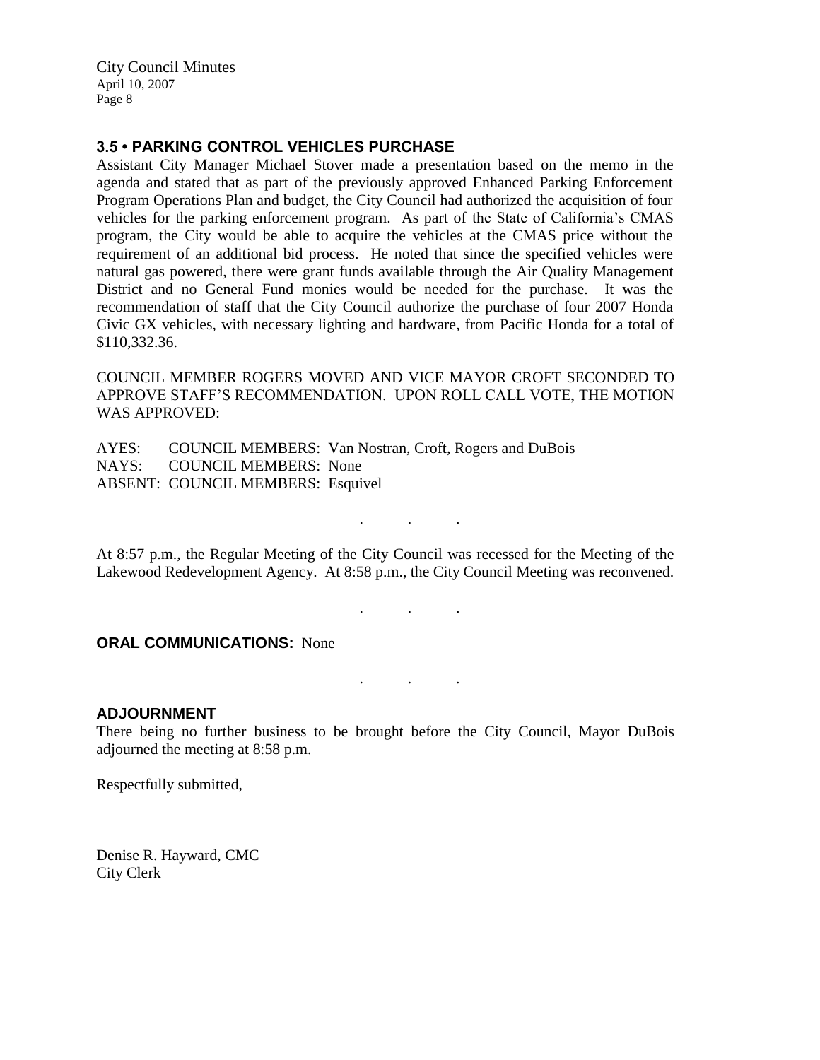### 3.5 • PARKING CONTROL VEHICLES PURCHASE

Assistant City Manager Michael Stover made a presentation based on the memo in the agenda and stated that as part of the previously approved Enhanced Parking Enforcement Program Operations Plan and budget, the City Council had authorized the acquisition of four vehicles for the parking enforcement program. As part of the State of California's CMAS program, the City would be able to acquire the vehicles at the CMAS price without the requirement of an additional bid process. He noted that since the specified vehicles were natural gas powered, there were grant funds available through the Air Quality Management District and no General Fund monies would be needed for the purchase. It was the recommendation of staff that the City Council authorize the purchase of four 2007 Honda Civic GX vehicles, with necessary lighting and hardware, from Pacific Honda for a total of $110,332.36.

COUNCIL MEMBER ROGERS MOVED AND VICE MAYOR CROFT SECONDED TO APPROVE STAFF'S RECOMMENDATION. UPON ROLL CALL VOTE, THE MOTION WAS APPROVED:

AYES: COUNCIL MEMBERS: Van Nostran, Croft, Rogers and DuBois
NAYS: COUNCIL MEMBERS: None
ABSENT: COUNCIL MEMBERS: Esquivel

. . .

At 8:57 p.m., the Regular Meeting of the City Council was recessed for the Meeting of the Lakewood Redevelopment Agency. At 8:58 p.m., the City Council Meeting was reconvened.

. . .

**ORAL COMMUNICATIONS:** None

. . .

### ADJOURNMENT

There being no further business to be brought before the City Council, Mayor DuBois adjourned the meeting at 8:58 p.m.

Respectfully submitted,

Denise R. Hayward, CMC
City Clerk